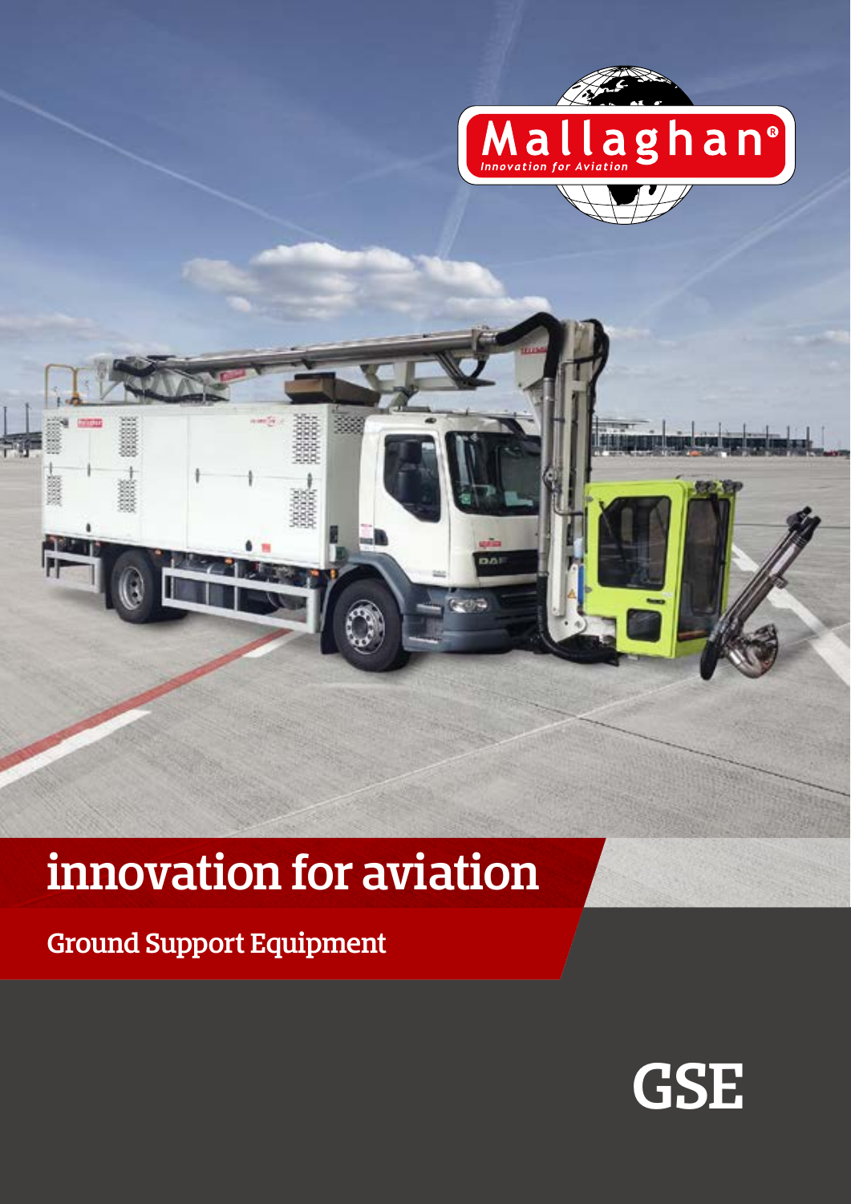Mallaghan®

Innovation for Aviation

# innovation for aviation

## Ground Support Equipment

GSE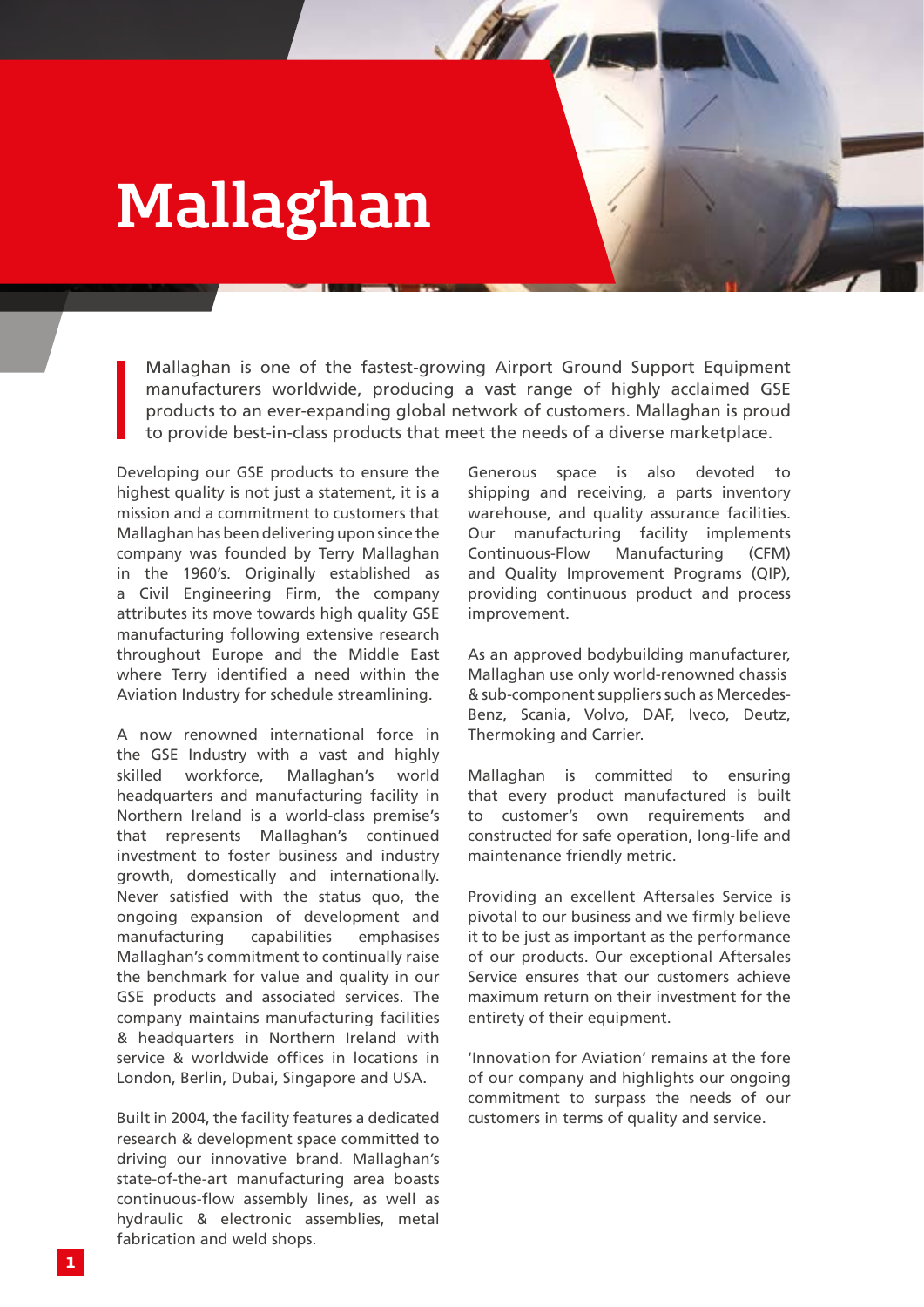# Mallaghan

Mallaghan is one of the fastest-growing Airport Ground Support Equipment manufacturers worldwide, producing a vast range of highly acclaimed GSE products to an ever-expanding global network of customers. Mallaghan is proud to provide best-in-class products that meet the needs of a diverse marketplace.

Developing our GSE products to ensure the highest quality is not just a statement, it is a mission and a commitment to customers that Mallaghan has been delivering upon since the company was founded by Terry Mallaghan in the 1960's. Originally established as a Civil Engineering Firm, the company attributes its move towards high quality GSE manufacturing following extensive research throughout Europe and the Middle East where Terry identified a need within the Aviation Industry for schedule streamlining.

A now renowned international force in the GSE Industry with a vast and highly skilled workforce, Mallaghan's world headquarters and manufacturing facility in Northern Ireland is a world-class premise's that represents Mallaghan's continued investment to foster business and industry growth, domestically and internationally. Never satisfied with the status quo, the ongoing expansion of development and manufacturing capabilities emphasises Mallaghan's commitment to continually raise the benchmark for value and quality in our GSE products and associated services. The company maintains manufacturing facilities & headquarters in Northern Ireland with service & worldwide offices in locations in London, Berlin, Dubai, Singapore and USA.

Built in 2004, the facility features a dedicated research & development space committed to driving our innovative brand. Mallaghan's state-of-the-art manufacturing area boasts continuous-flow assembly lines, as well as hydraulic & electronic assemblies, metal fabrication and weld shops.

Generous space is also devoted to shipping and receiving, a parts inventory warehouse, and quality assurance facilities. Our manufacturing facility implements Continuous-Flow Manufacturing (CFM) and Quality Improvement Programs (QIP), providing continuous product and process improvement.

As an approved bodybuilding manufacturer, Mallaghan use only world-renowned chassis & sub-component suppliers such as Mercedes-Benz, Scania, Volvo, DAF, Iveco, Deutz, Thermoking and Carrier.

Mallaghan is committed to ensuring that every product manufactured is built to customer's own requirements and constructed for safe operation, long-life and maintenance friendly metric.

Providing an excellent Aftersales Service is pivotal to our business and we firmly believe it to be just as important as the performance of our products. Our exceptional Aftersales Service ensures that our customers achieve maximum return on their investment for the entirety of their equipment.

'Innovation for Aviation' remains at the fore of our company and highlights our ongoing commitment to surpass the needs of our customers in terms of quality and service.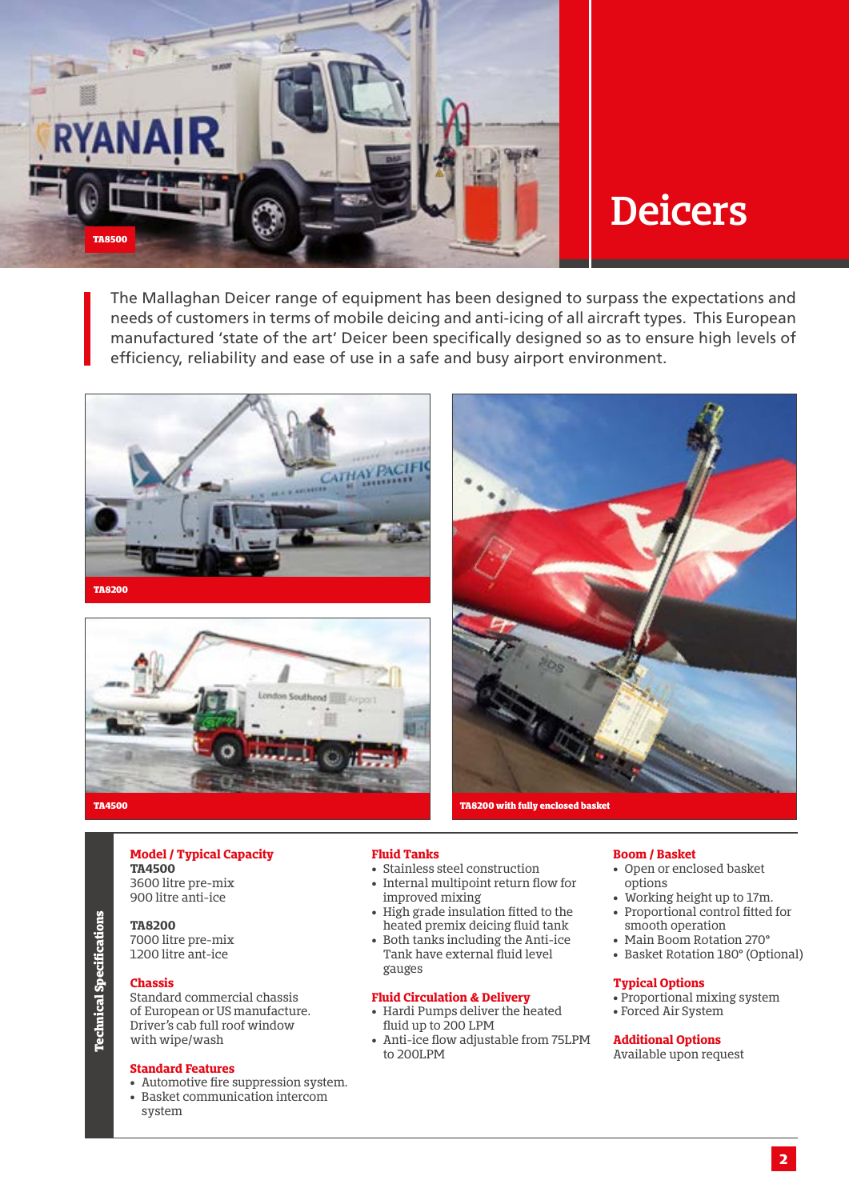# Deicers

The Mallaghan Deicer range of equipment has been designed to surpass the expectations and needs of customers in terms of mobile deicing and anti-icing of all aircraft types. This European manufactured 'state of the art' Deicer been specifically designed so as to ensure high levels of efficiency, reliability and ease of use in a safe and busy airport environment.

TA8500

TA8200

TA4500

TA8200 with fully enclosed basket

## Technical Specifications

### Model / Typical Capacity

**TA4500**
3600 litre pre-mix
900 litre anti-ice

**TA8200**
7000 litre pre-mix
1200 litre ant-ice

### Chassis

Standard commercial chassis of European or US manufacture. Driver's cab full roof window with wipe/wash

### Standard Features

- Automotive fire suppression system.
- Basket communication intercom system

### Fluid Tanks

- Stainless steel construction
- Internal multipoint return flow for improved mixing
- High grade insulation fitted to the heated premix deicing fluid tank
- Both tanks including the Anti-ice Tank have external fluid level gauges

### Fluid Circulation & Delivery

- Hardi Pumps deliver the heated fluid up to 200 LPM
- Anti-ice flow adjustable from 75LPM to 200LPM

### Boom / Basket

- Open or enclosed basket options
- Working height up to 17m.
- Proportional control fitted for smooth operation
- Main Boom Rotation 270°
- Basket Rotation 180° (Optional)

### Typical Options

- Proportional mixing system
- Forced Air System

### Additional Options

Available upon request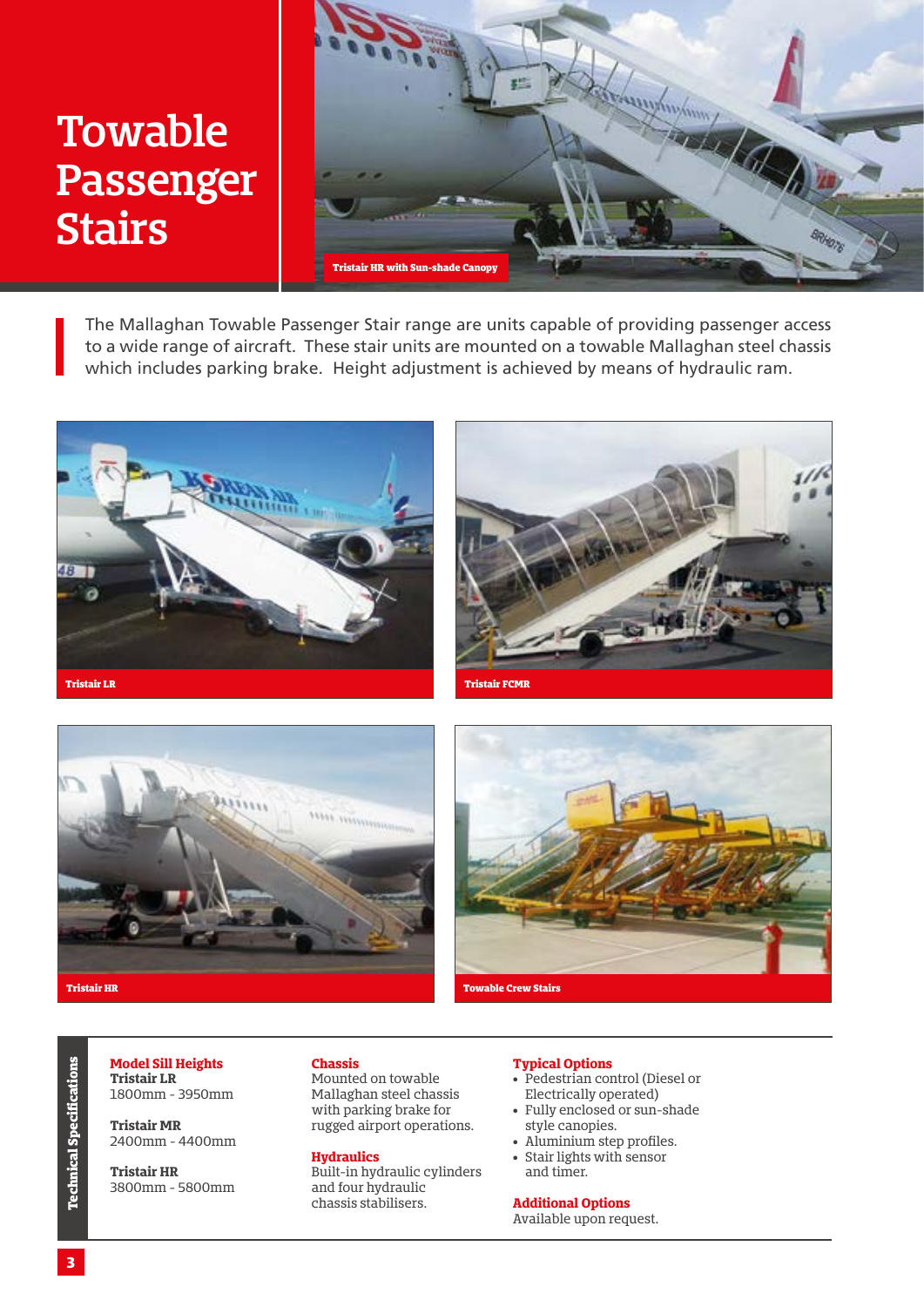# Towable Passenger Stairs

Tristair HR with Sun-shade Canopy

The Mallaghan Towable Passenger Stair range are units capable of providing passenger access to a wide range of aircraft. These stair units are mounted on a towable Mallaghan steel chassis which includes parking brake. Height adjustment is achieved by means of hydraulic ram.

Tristair LR

Tristair FCMR

Tristair HR

Towable Crew Stairs

## Technical Specifications

**Model Sill Heights**

**Tristair LR**
1800mm - 3950mm

**Tristair MR**
2400mm - 4400mm

**Tristair HR**
3800mm - 5800mm

**Chassis**

Mounted on towable Mallaghan steel chassis with parking brake for rugged airport operations.

**Hydraulics**

Built-in hydraulic cylinders and four hydraulic chassis stabilisers.

**Typical Options**

- Pedestrian control (Diesel or Electrically operated)
- Fully enclosed or sun-shade style canopies.
- Aluminium step profiles.
- Stair lights with sensor and timer.

**Additional Options**

Available upon request.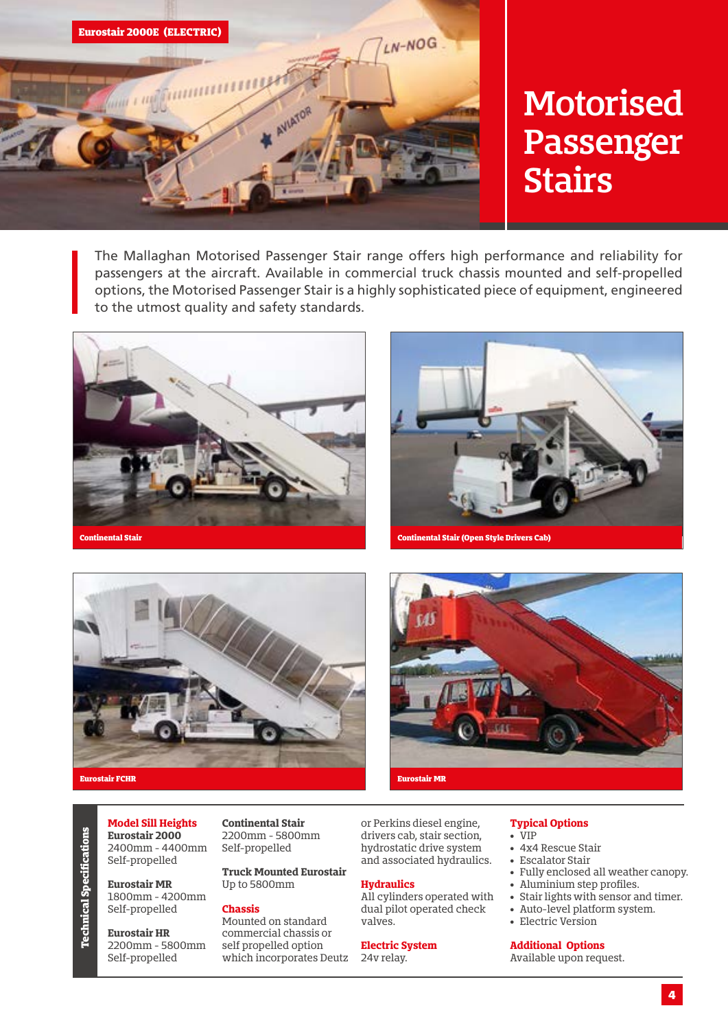Eurostair 2000E (ELECTRIC)

# Motorised Passenger Stairs

The Mallaghan Motorised Passenger Stair range offers high performance and reliability for passengers at the aircraft. Available in commercial truck chassis mounted and self-propelled options, the Motorised Passenger Stair is a highly sophisticated piece of equipment, engineered to the utmost quality and safety standards.

Continental Stair

Continental Stair (Open Style Drivers Cab)

Eurostair FCHR

Eurostair MR

## Technical Specifications

**Model Sill Heights**

**Eurostair 2000**
2400mm - 4400mm
Self-propelled

**Eurostair MR**
1800mm - 4200mm
Self-propelled

**Eurostair HR**
2200mm - 5800mm
Self-propelled

**Continental Stair**
2200mm - 5800mm
Self-propelled

**Truck Mounted Eurostair**
Up to 5800mm

**Chassis**
Mounted on standard commercial chassis or self propelled option which incorporates Deutz or Perkins diesel engine, drivers cab, stair section, hydrostatic drive system and associated hydraulics.

**Hydraulics**
All cylinders operated with dual pilot operated check valves.

**Electric System**
24v relay.

**Typical Options**
- VIP
- 4x4 Rescue Stair
- Escalator Stair
- Fully enclosed all weather canopy.
- Aluminium step profiles.
- Stair lights with sensor and timer.
- Auto-level platform system.
- Electric Version

**Additional Options**
Available upon request.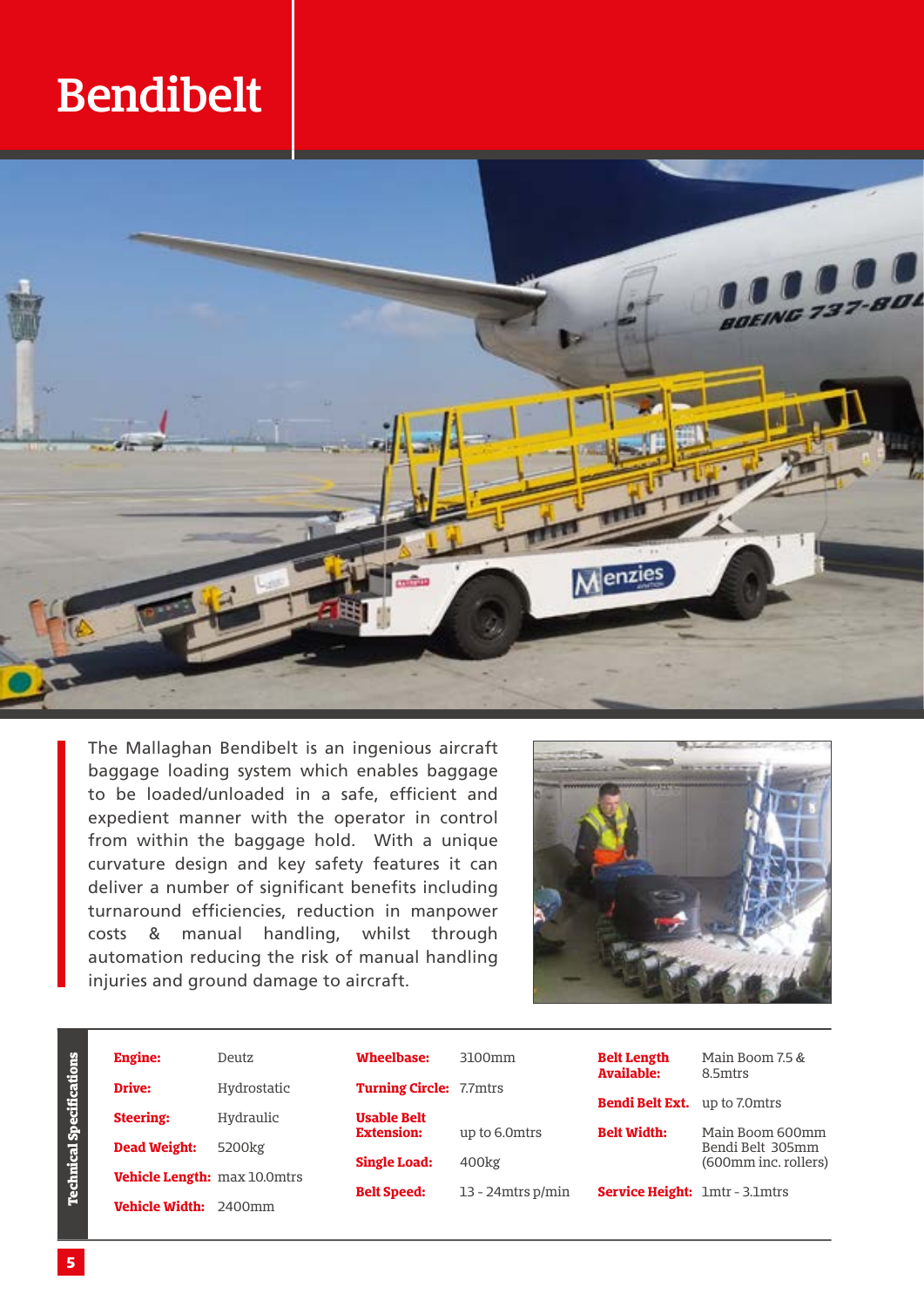# Bendibelt

The Mallaghan Bendibelt is an ingenious aircraft baggage loading system which enables baggage to be loaded/unloaded in a safe, efficient and expedient manner with the operator in control from within the baggage hold. With a unique curvature design and key safety features it can deliver a number of significant benefits including turnaround efficiencies, reduction in manpower costs & manual handling, whilst through automation reducing the risk of manual handling injuries and ground damage to aircraft.

## Technical Specifications

| | | | | | |
|---|---|---|---|---|---|
| **Engine:** | Deutz | **Wheelbase:** | 3100mm | **Belt Length Available:** | Main Boom 7.5 & 8.5mtrs |
| **Drive:** | Hydrostatic | **Turning Circle:** | 7.7mtrs | **Bendi Belt Ext.** | up to 7.0mtrs |
| **Steering:** | Hydraulic | **Usable Belt Extension:** | up to 6.0mtrs | **Belt Width:** | Main Boom 600mm Bendi Belt 305mm (600mm inc. rollers) |
| **Dead Weight:** | 5200kg | **Single Load:** | 400kg | | |
| **Vehicle Length:** | max 10.0mtrs | **Belt Speed:** | 13 - 24mtrs p/min | **Service Height:** | 1mtr - 3.1mtrs |
| **Vehicle Width:** | 2400mm | | | | |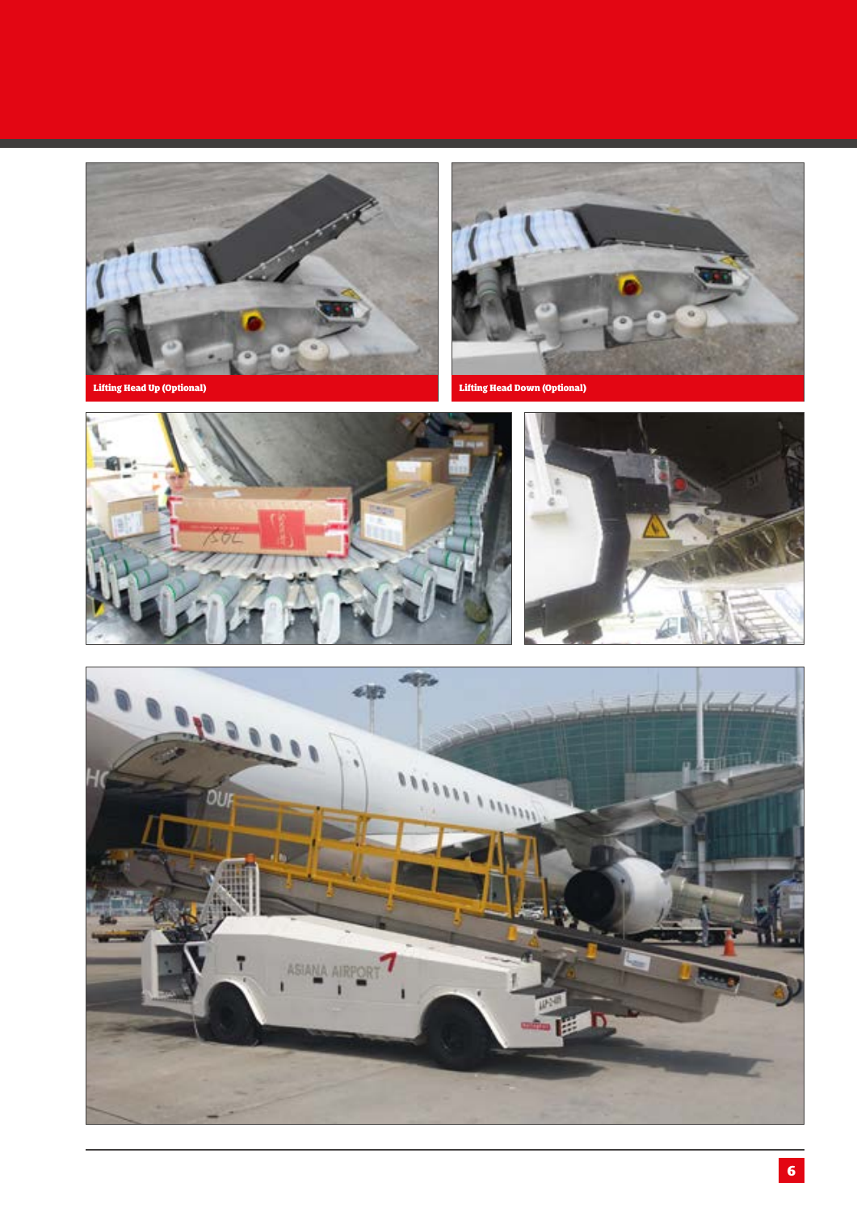Lifting Head Up (Optional)

Lifting Head Down (Optional)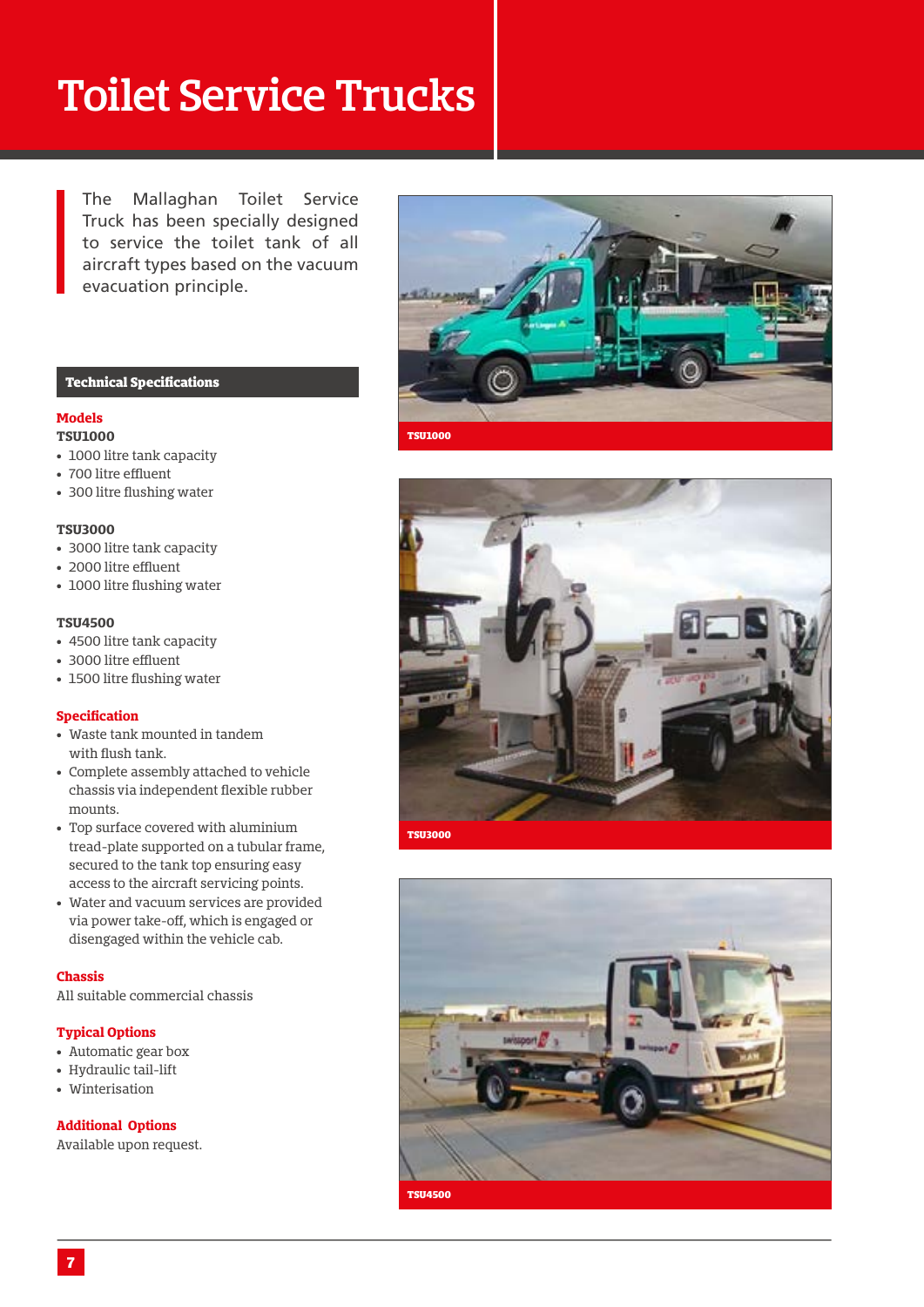# Toilet Service Trucks

The Mallaghan Toilet Service Truck has been specially designed to service the toilet tank of all aircraft types based on the vacuum evacuation principle.

## Technical Specifications

### Models

**TSU1000**

- 1000 litre tank capacity
- 700 litre effluent
- 300 litre flushing water

**TSU3000**

- 3000 litre tank capacity
- 2000 litre effluent
- 1000 litre flushing water

**TSU4500**

- 4500 litre tank capacity
- 3000 litre effluent
- 1500 litre flushing water

### Specification

- Waste tank mounted in tandem with flush tank.
- Complete assembly attached to vehicle chassis via independent flexible rubber mounts.
- Top surface covered with aluminium tread-plate supported on a tubular frame, secured to the tank top ensuring easy access to the aircraft servicing points.
- Water and vacuum services are provided via power take-off, which is engaged or disengaged within the vehicle cab.

### Chassis

All suitable commercial chassis

### Typical Options

- Automatic gear box
- Hydraulic tail-lift
- Winterisation

### Additional Options

Available upon request.

TSU1000

TSU3000

TSU4500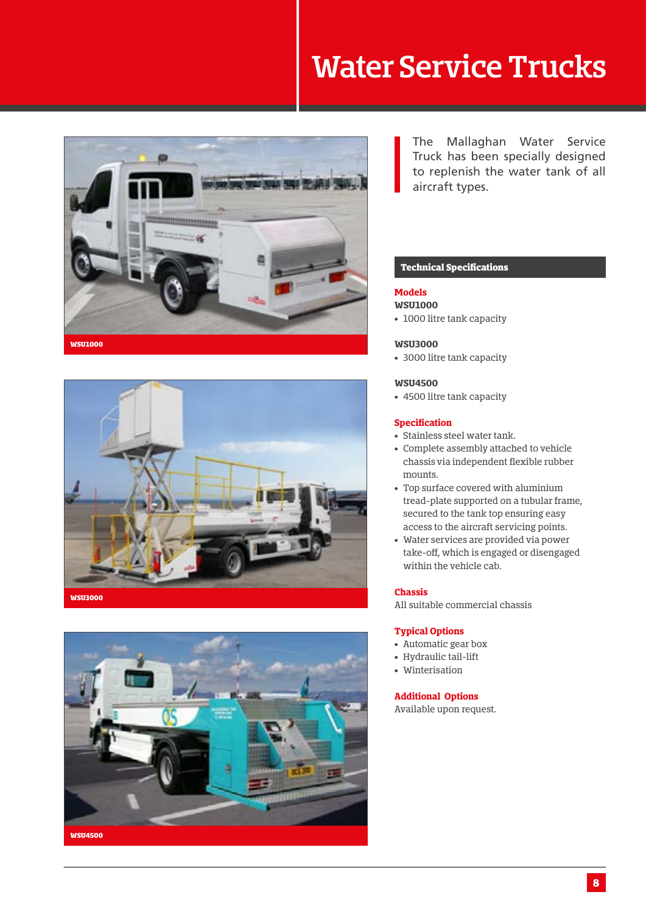# Water Service Trucks

WSU1000

WSU3000

WSU4500

The Mallaghan Water Service Truck has been specially designed to replenish the water tank of all aircraft types.

## Technical Specifications

### Models

**WSU1000**

- 1000 litre tank capacity

**WSU3000**

- 3000 litre tank capacity

**WSU4500**

- 4500 litre tank capacity

### Specification

- Stainless steel water tank.
- Complete assembly attached to vehicle chassis via independent flexible rubber mounts.
- Top surface covered with aluminium tread-plate supported on a tubular frame, secured to the tank top ensuring easy access to the aircraft servicing points.
- Water services are provided via power take-off, which is engaged or disengaged within the vehicle cab.

### Chassis

All suitable commercial chassis

### Typical Options

- Automatic gear box
- Hydraulic tail-lift
- Winterisation

### Additional Options

Available upon request.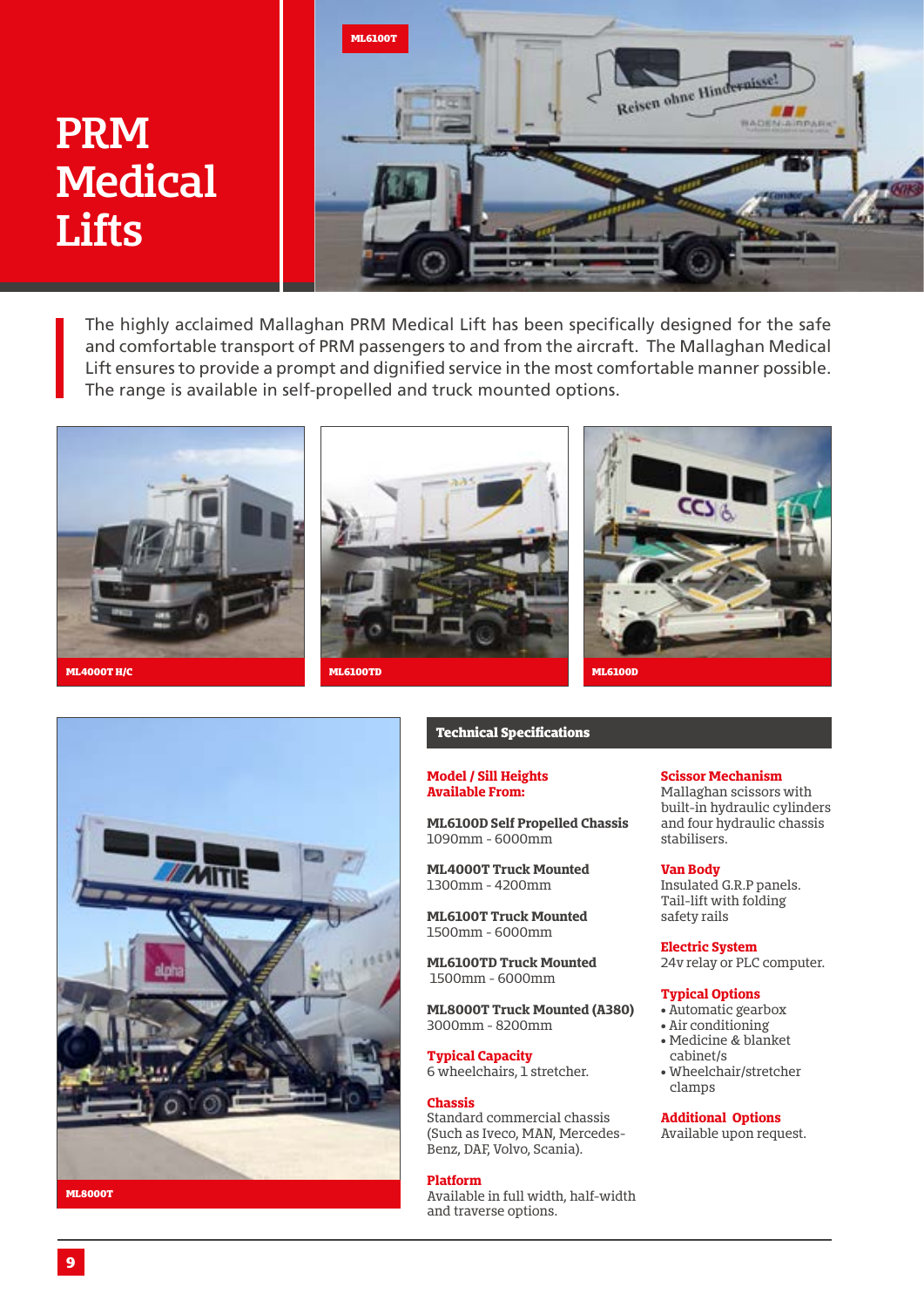# PRM Medical Lifts

ML6100T

The highly acclaimed Mallaghan PRM Medical Lift has been specifically designed for the safe and comfortable transport of PRM passengers to and from the aircraft. The Mallaghan Medical Lift ensures to provide a prompt and dignified service in the most comfortable manner possible. The range is available in self-propelled and truck mounted options.

ML4000T H/C

ML6100TD

ML6100D

ML8000T

## Technical Specifications

**Model / Sill Heights Available From:**

**ML6100D Self Propelled Chassis**
1090mm - 6000mm

**ML4000T Truck Mounted**
1300mm - 4200mm

**ML6100T Truck Mounted**
1500mm - 6000mm

**ML6100TD Truck Mounted**
1500mm - 6000mm

**ML8000T Truck Mounted (A380)**
3000mm - 8200mm

**Typical Capacity**
6 wheelchairs, 1 stretcher.

**Chassis**
Standard commercial chassis (Such as Iveco, MAN, Mercedes-Benz, DAF, Volvo, Scania).

**Platform**
Available in full width, half-width and traverse options.

**Scissor Mechanism**
Mallaghan scissors with built-in hydraulic cylinders and four hydraulic chassis stabilisers.

**Van Body**
Insulated G.R.P panels.
Tail-lift with folding safety rails

**Electric System**
24v relay or PLC computer.

**Typical Options**
- Automatic gearbox
- Air conditioning
- Medicine & blanket cabinet/s
- Wheelchair/stretcher clamps

**Additional Options**
Available upon request.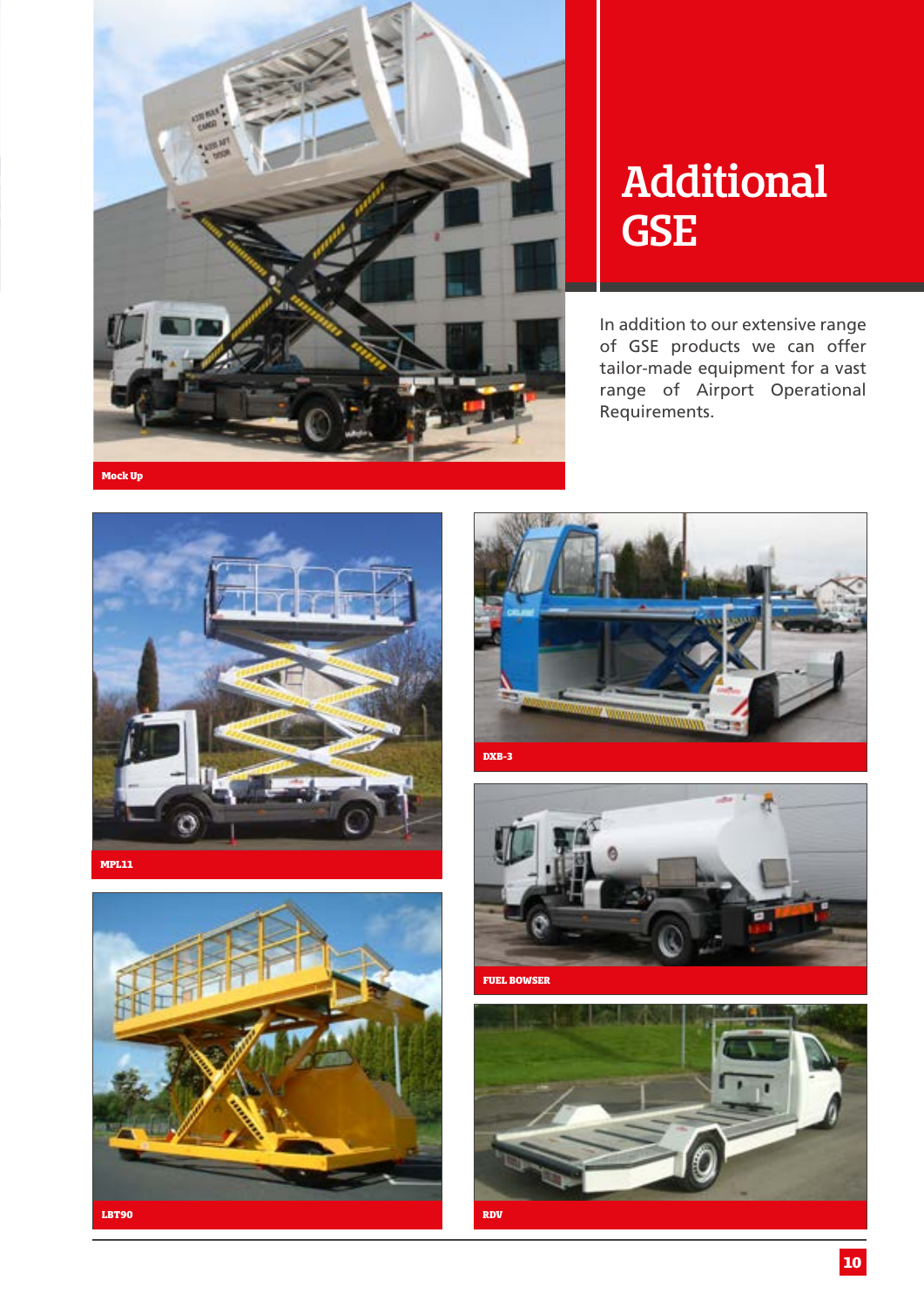# Additional GSE

In addition to our extensive range of GSE products we can offer tailor-made equipment for a vast range of Airport Operational Requirements.

Mock Up

MPL11

DXB-3

FUEL BOWSER

LBT90

RDV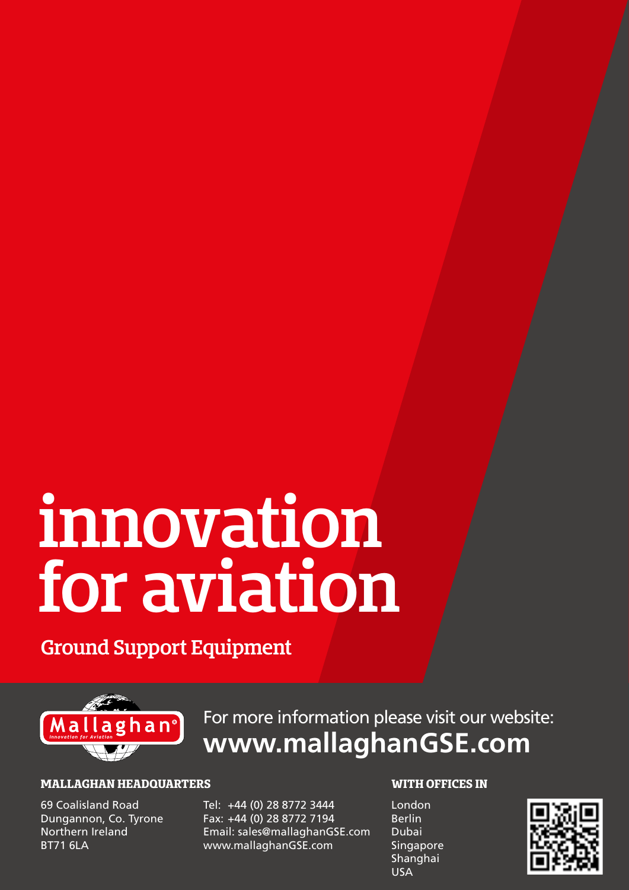# innovation for aviation

Ground Support Equipment

For more information please visit our website:
**www.mallaghanGSE.com**

**MALLAGHAN HEADQUARTERS**

69 Coalisland Road
Dungannon, Co. Tyrone
Northern Ireland
BT71 6LA

Tel: +44 (0) 28 8772 3444
Fax: +44 (0) 28 8772 7194
Email: sales@mallaghanGSE.com
www.mallaghanGSE.com

**WITH OFFICES IN**

London
Berlin
Dubai
Singapore
Shanghai
USA